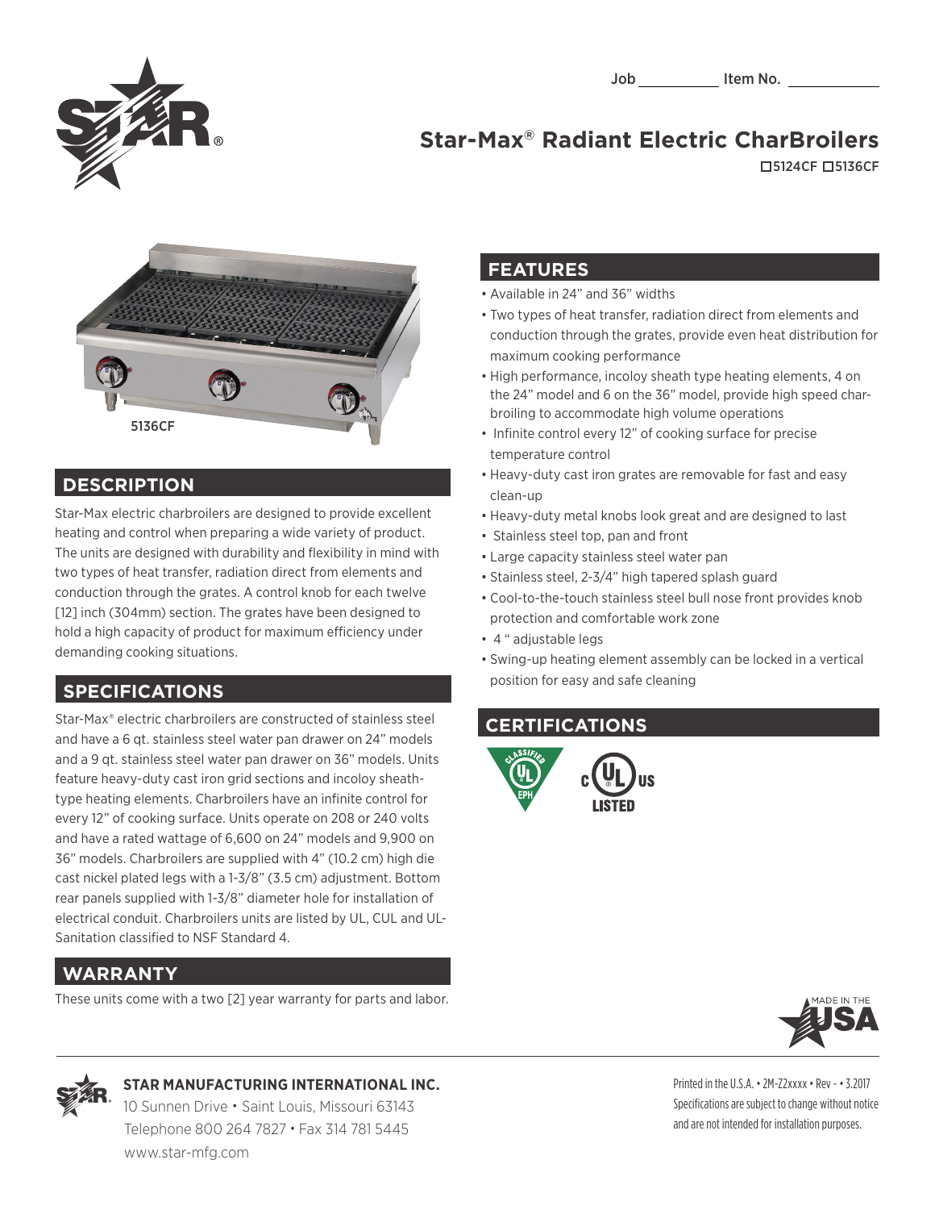Job __________ Item No. __________

# Star-Max® Radiant Electric CharBroilers

☐5124CF ☐5136CF

5136CF

## DESCRIPTION

Star-Max electric charbroilers are designed to provide excellent heating and control when preparing a wide variety of product. The units are designed with durability and flexibility in mind with two types of heat transfer, radiation direct from elements and conduction through the grates. A control knob for each twelve [12] inch (304mm) section. The grates have been designed to hold a high capacity of product for maximum efficiency under demanding cooking situations.

## SPECIFICATIONS

Star-Max® electric charbroilers are constructed of stainless steel and have a 6 qt. stainless steel water pan drawer on 24" models and a 9 qt. stainless steel water pan drawer on 36" models. Units feature heavy-duty cast iron grid sections and incoloy sheath-type heating elements. Charbroilers have an infinite control for every 12" of cooking surface. Units operate on 208 or 240 volts and have a rated wattage of 6,600 on 24" models and 9,900 on 36" models. Charbroilers are supplied with 4" (10.2 cm) high die cast nickel plated legs with a 1-3/8" (3.5 cm) adjustment. Bottom rear panels supplied with 1-3/8" diameter hole for installation of electrical conduit. Charbroilers units are listed by UL, CUL and UL-Sanitation classified to NSF Standard 4.

## WARRANTY

These units come with a two [2] year warranty for parts and labor.

## FEATURES

- Available in 24" and 36" widths
- Two types of heat transfer, radiation direct from elements and conduction through the grates, provide even heat distribution for maximum cooking performance
- High performance, incoloy sheath type heating elements, 4 on the 24" model and 6 on the 36" model, provide high speed char-broiling to accommodate high volume operations
- Infinite control every 12" of cooking surface for precise temperature control
- Heavy-duty cast iron grates are removable for fast and easy clean-up
- Heavy-duty metal knobs look great and are designed to last
- Stainless steel top, pan and front
- Large capacity stainless steel water pan
- Stainless steel, 2-3/4" high tapered splash guard
- Cool-to-the-touch stainless steel bull nose front provides knob protection and comfortable work zone
- 4 " adjustable legs
- Swing-up heating element assembly can be locked in a vertical position for easy and safe cleaning

## CERTIFICATIONS

CLASSIFIED UL EPH

c UL us LISTED

MADE IN THE USA

**STAR MANUFACTURING INTERNATIONAL INC.**
10 Sunnen Drive • Saint Louis, Missouri 63143
Telephone 800 264 7827 • Fax 314 781 5445
www.star-mfg.com

Printed in the U.S.A. • 2M-Z2xxxx • Rev - • 3.2017
Specifications are subject to change without notice and are not intended for installation purposes.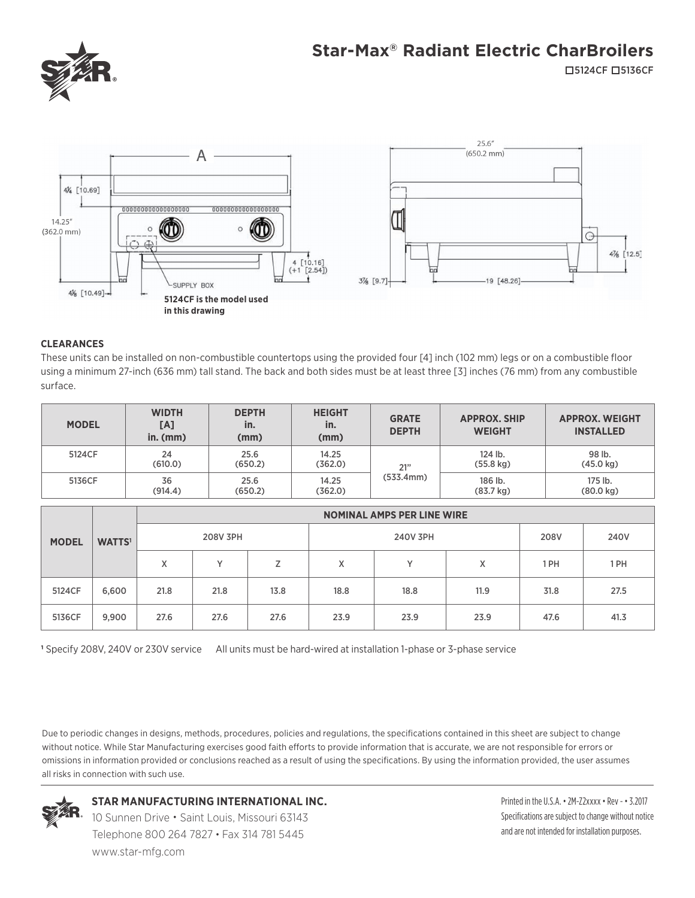# Star-Max® Radiant Electric CharBroilers

☐5124CF ☐5136CF

A

4¼ [10.69]

14.25"
(362.0 mm)

4⅛ [10.49]

SUPPLY BOX

4 [10.16]
(+1 [2.54])

**5124CF is the model used in this drawing**

25.6"
(650.2 mm)

3⅞ [9.7]

19 [48.26]

4⅞ [12.5]

**CLEARANCES**

These units can be installed on non-combustible countertops using the provided four [4] inch (102 mm) legs or on a combustible floor using a minimum 27-inch (636 mm) tall stand. The back and both sides must be at least three [3] inches (76 mm) from any combustible surface.

| MODEL | WIDTH [A] in. (mm) | DEPTH in. (mm) | HEIGHT in. (mm) | GRATE DEPTH | APPROX. SHIP WEIGHT | APPROX. WEIGHT INSTALLED |
|---|---|---|---|---|---|---|
| 5124CF | 24 (610.0) | 25.6 (650.2) | 14.25 (362.0) | 21" (533.4mm) | 124 lb. (55.8 kg) | 98 lb. (45.0 kg) |
| 5136CF | 36 (914.4) | 25.6 (650.2) | 14.25 (362.0) | | 186 lb. (83.7 kg) | 175 lb. (80.0 kg) |

| MODEL | WATTS[1] | NOMINAL AMPS PER LINE WIRE | | | | | | | |
|---|---|---|---|---|---|---|---|---|---|
| | | 208V 3PH | | | 240V 3PH | | | 208V | 240V |
| | | X | Y | Z | X | Y | X | 1 PH | 1 PH |
| 5124CF | 6,600 | 21.8 | 21.8 | 13.8 | 18.8 | 18.8 | 11.9 | 31.8 | 27.5 |
| 5136CF | 9,900 | 27.6 | 27.6 | 27.6 | 23.9 | 23.9 | 23.9 | 47.6 | 41.3 |

[1] Specify 208V, 240V or 230V service All units must be hard-wired at installation 1-phase or 3-phase service

Due to periodic changes in designs, methods, procedures, policies and regulations, the specifications contained in this sheet are subject to change without notice. While Star Manufacturing exercises good faith efforts to provide information that is accurate, we are not responsible for errors or omissions in information provided or conclusions reached as a result of using the specifications. By using the information provided, the user assumes all risks in connection with such use.

**STAR MANUFACTURING INTERNATIONAL INC.**
10 Sunnen Drive • Saint Louis, Missouri 63143
Telephone 800 264 7827 • Fax 314 781 5445
www.star-mfg.com

Printed in the U.S.A. • 2M-Z2xxxx • Rev - • 3.2017
Specifications are subject to change without notice and are not intended for installation purposes.